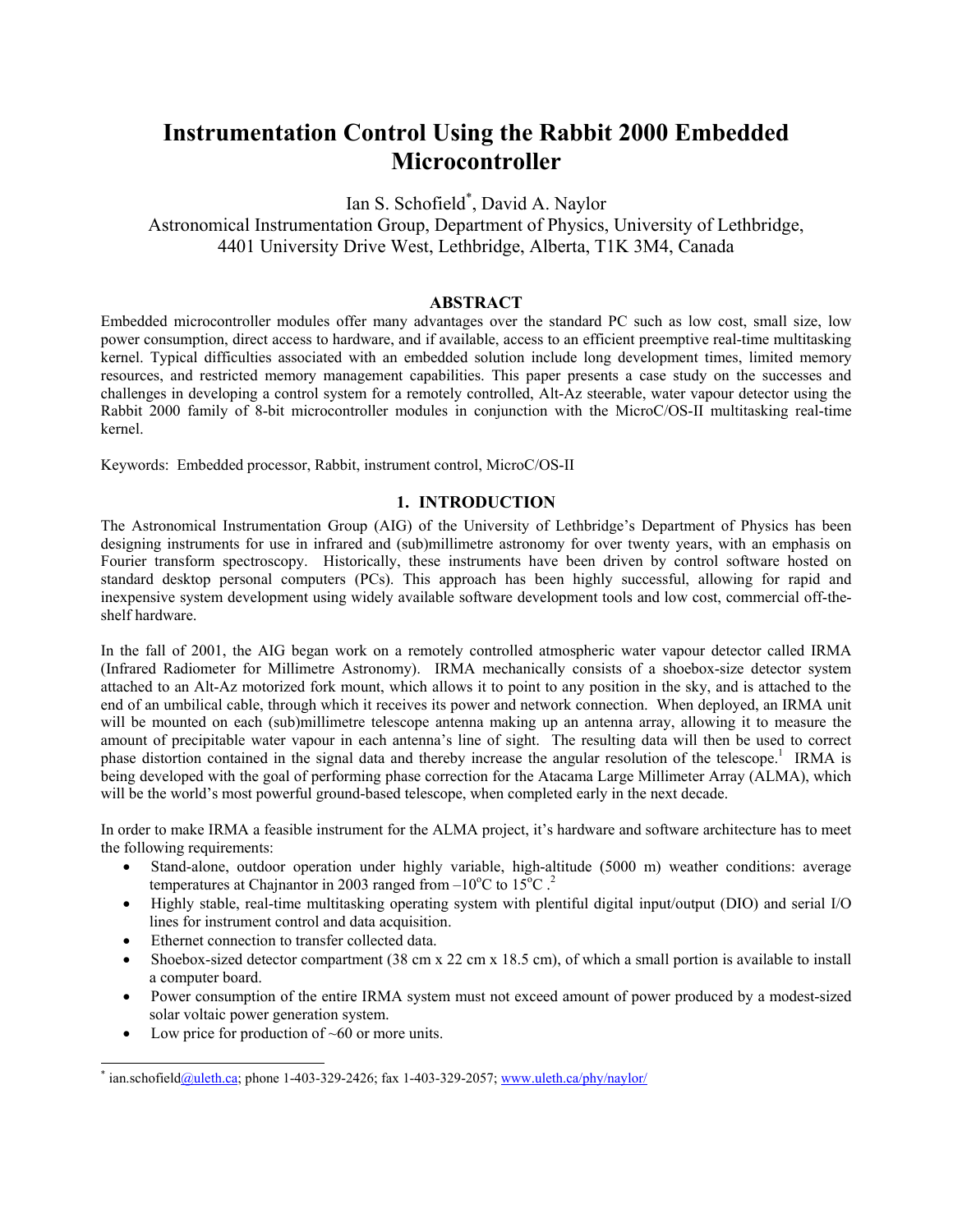# Instrumentation Control Using the Rabbit 2000 Embedded Microcontroller

Ian S. Schofield[*], David A. Naylor

Astronomical Instrumentation Group, Department of Physics, University of Lethbridge, 4401 University Drive West, Lethbridge, Alberta, T1K 3M4, Canada

## ABSTRACT

Embedded microcontroller modules offer many advantages over the standard PC such as low cost, small size, low power consumption, direct access to hardware, and if available, access to an efficient preemptive real-time multitasking kernel. Typical difficulties associated with an embedded solution include long development times, limited memory resources, and restricted memory management capabilities. This paper presents a case study on the successes and challenges in developing a control system for a remotely controlled, Alt-Az steerable, water vapour detector using the Rabbit 2000 family of 8-bit microcontroller modules in conjunction with the MicroC/OS-II multitasking real-time kernel.

Keywords: Embedded processor, Rabbit, instrument control, MicroC/OS-II

## 1. INTRODUCTION

The Astronomical Instrumentation Group (AIG) of the University of Lethbridge's Department of Physics has been designing instruments for use in infrared and (sub)millimetre astronomy for over twenty years, with an emphasis on Fourier transform spectroscopy. Historically, these instruments have been driven by control software hosted on standard desktop personal computers (PCs). This approach has been highly successful, allowing for rapid and inexpensive system development using widely available software development tools and low cost, commercial off-the-shelf hardware.

In the fall of 2001, the AIG began work on a remotely controlled atmospheric water vapour detector called IRMA (Infrared Radiometer for Millimetre Astronomy). IRMA mechanically consists of a shoebox-size detector system attached to an Alt-Az motorized fork mount, which allows it to point to any position in the sky, and is attached to the end of an umbilical cable, through which it receives its power and network connection. When deployed, an IRMA unit will be mounted on each (sub)millimetre telescope antenna making up an antenna array, allowing it to measure the amount of precipitable water vapour in each antenna's line of sight. The resulting data will then be used to correct phase distortion contained in the signal data and thereby increase the angular resolution of the telescope.[1] IRMA is being developed with the goal of performing phase correction for the Atacama Large Millimeter Array (ALMA), which will be the world's most powerful ground-based telescope, when completed early in the next decade.

In order to make IRMA a feasible instrument for the ALMA project, it's hardware and software architecture has to meet the following requirements:

- Stand-alone, outdoor operation under highly variable, high-altitude (5000 m) weather conditions: average temperatures at Chajnantor in 2003 ranged from –10°C to 15°C .[2]
- Highly stable, real-time multitasking operating system with plentiful digital input/output (DIO) and serial I/O lines for instrument control and data acquisition.
- Ethernet connection to transfer collected data.
- Shoebox-sized detector compartment (38 cm x 22 cm x 18.5 cm), of which a small portion is available to install a computer board.
- Power consumption of the entire IRMA system must not exceed amount of power produced by a modest-sized solar voltaic power generation system.
- Low price for production of ~60 or more units.

[*] ian.schofield@uleth.ca; phone 1-403-329-2426; fax 1-403-329-2057; www.uleth.ca/phy/naylor/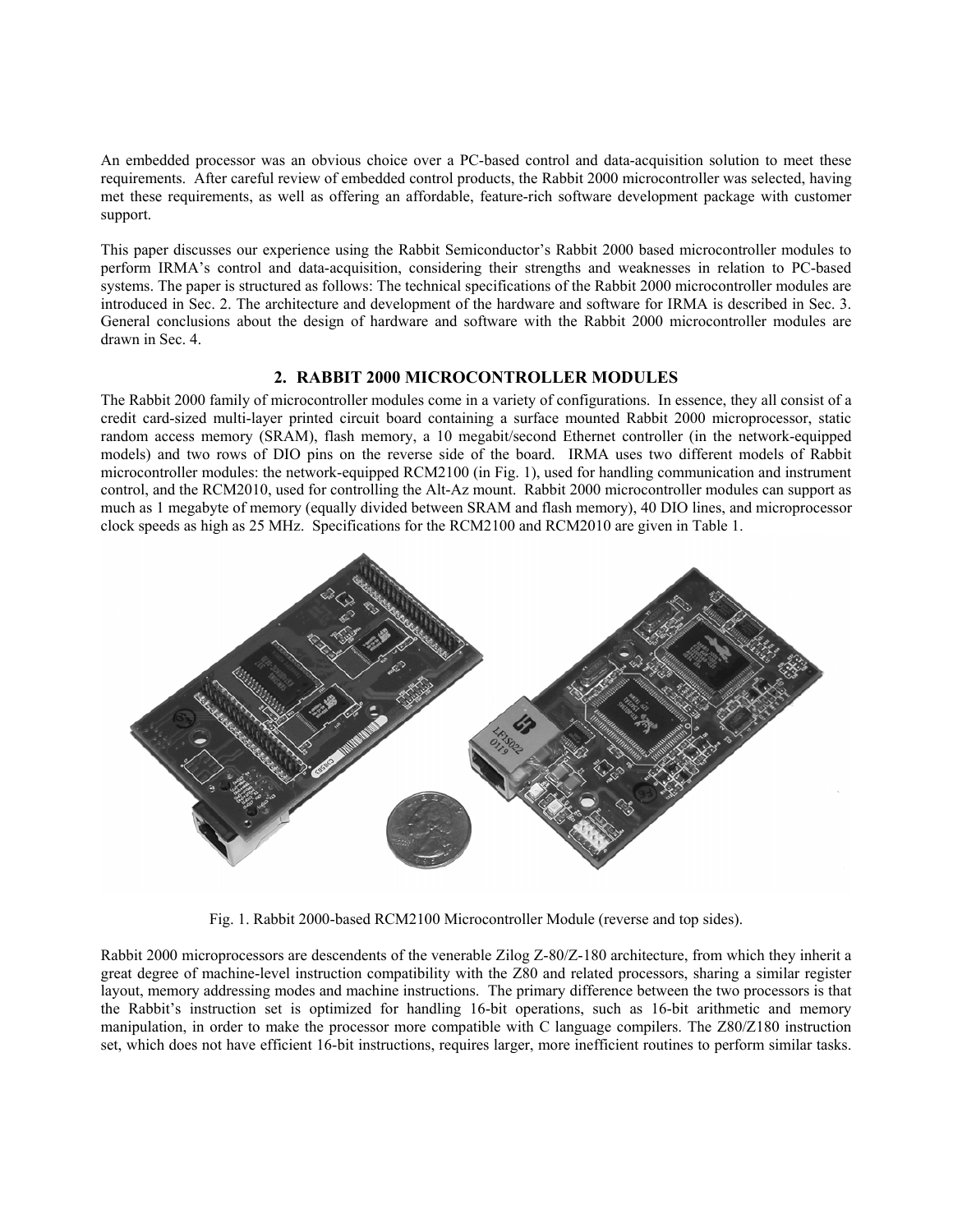An embedded processor was an obvious choice over a PC-based control and data-acquisition solution to meet these requirements. After careful review of embedded control products, the Rabbit 2000 microcontroller was selected, having met these requirements, as well as offering an affordable, feature-rich software development package with customer support.

This paper discusses our experience using the Rabbit Semiconductor's Rabbit 2000 based microcontroller modules to perform IRMA's control and data-acquisition, considering their strengths and weaknesses in relation to PC-based systems. The paper is structured as follows: The technical specifications of the Rabbit 2000 microcontroller modules are introduced in Sec. 2. The architecture and development of the hardware and software for IRMA is described in Sec. 3. General conclusions about the design of hardware and software with the Rabbit 2000 microcontroller modules are drawn in Sec. 4.

## 2. RABBIT 2000 MICROCONTROLLER MODULES

The Rabbit 2000 family of microcontroller modules come in a variety of configurations. In essence, they all consist of a credit card-sized multi-layer printed circuit board containing a surface mounted Rabbit 2000 microprocessor, static random access memory (SRAM), flash memory, a 10 megabit/second Ethernet controller (in the network-equipped models) and two rows of DIO pins on the reverse side of the board. IRMA uses two different models of Rabbit microcontroller modules: the network-equipped RCM2100 (in Fig. 1), used for handling communication and instrument control, and the RCM2010, used for controlling the Alt-Az mount. Rabbit 2000 microcontroller modules can support as much as 1 megabyte of memory (equally divided between SRAM and flash memory), 40 DIO lines, and microprocessor clock speeds as high as 25 MHz. Specifications for the RCM2100 and RCM2010 are given in Table 1.

Fig. 1. Rabbit 2000-based RCM2100 Microcontroller Module (reverse and top sides).

Rabbit 2000 microprocessors are descendents of the venerable Zilog Z-80/Z-180 architecture, from which they inherit a great degree of machine-level instruction compatibility with the Z80 and related processors, sharing a similar register layout, memory addressing modes and machine instructions. The primary difference between the two processors is that the Rabbit's instruction set is optimized for handling 16-bit operations, such as 16-bit arithmetic and memory manipulation, in order to make the processor more compatible with C language compilers. The Z80/Z180 instruction set, which does not have efficient 16-bit instructions, requires larger, more inefficient routines to perform similar tasks.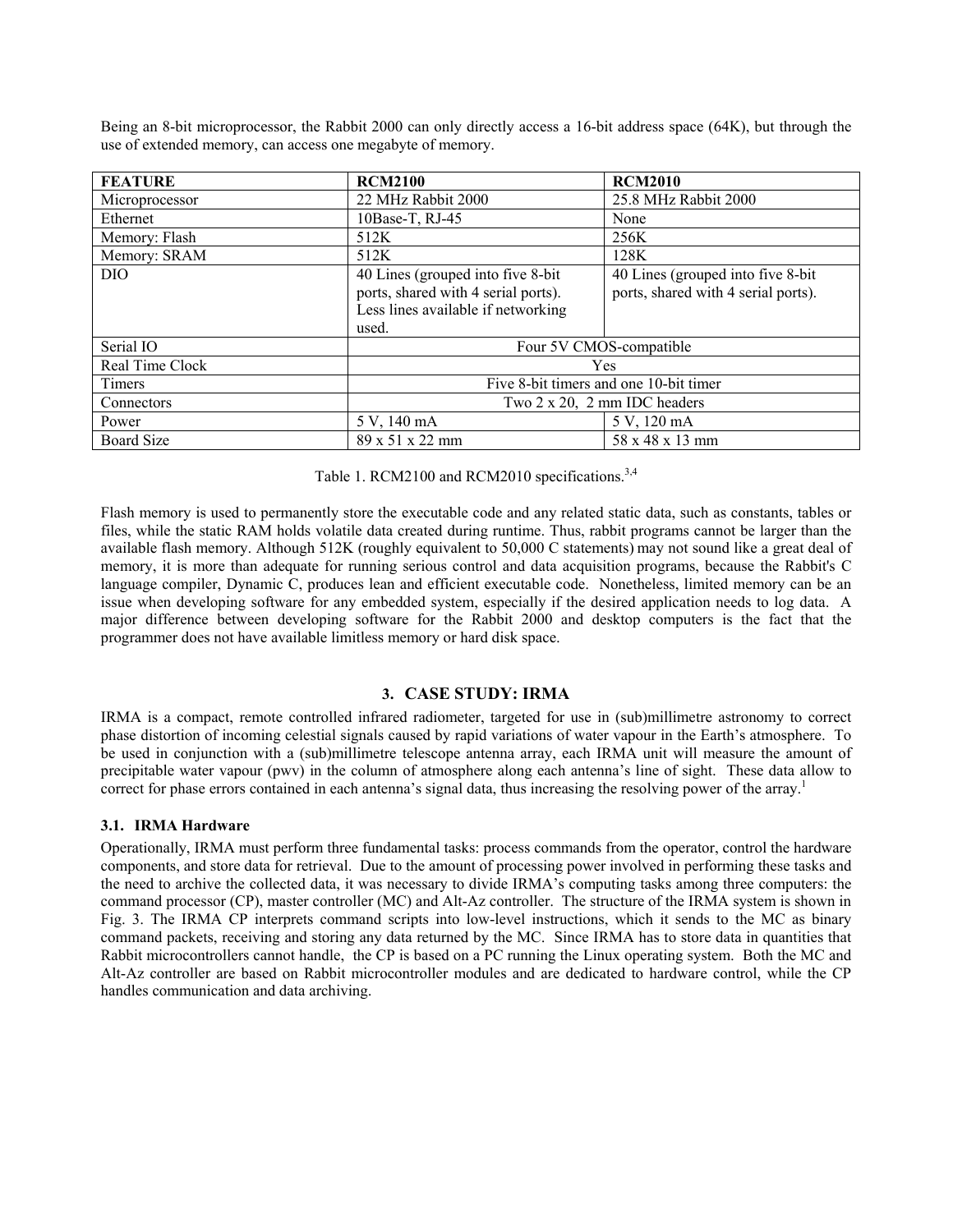Being an 8-bit microprocessor, the Rabbit 2000 can only directly access a 16-bit address space (64K), but through the use of extended memory, can access one megabyte of memory.

| **FEATURE** | **RCM2100** | **RCM2010** |
|---|---|---|
| Microprocessor | 22 MHz Rabbit 2000 | 25.8 MHz Rabbit 2000 |
| Ethernet | 10Base-T, RJ-45 | None |
| Memory: Flash | 512K | 256K |
| Memory: SRAM | 512K | 128K |
| DIO | 40 Lines (grouped into five 8-bit ports, shared with 4 serial ports). Less lines available if networking used. | 40 Lines (grouped into five 8-bit ports, shared with 4 serial ports). |
| Serial IO | Four 5V CMOS-compatible | |
| Real Time Clock | Yes | |
| Timers | Five 8-bit timers and one 10-bit timer | |
| Connectors | Two 2 x 20, 2 mm IDC headers | |
| Power | 5 V, 140 mA | 5 V, 120 mA |
| Board Size | 89 x 51 x 22 mm | 58 x 48 x 13 mm |

Table 1. RCM2100 and RCM2010 specifications.[3,4]

Flash memory is used to permanently store the executable code and any related static data, such as constants, tables or files, while the static RAM holds volatile data created during runtime. Thus, rabbit programs cannot be larger than the available flash memory. Although 512K (roughly equivalent to 50,000 C statements) may not sound like a great deal of memory, it is more than adequate for running serious control and data acquisition programs, because the Rabbit's C language compiler, Dynamic C, produces lean and efficient executable code. Nonetheless, limited memory can be an issue when developing software for any embedded system, especially if the desired application needs to log data. A major difference between developing software for the Rabbit 2000 and desktop computers is the fact that the programmer does not have available limitless memory or hard disk space.

## 3. CASE STUDY: IRMA

IRMA is a compact, remote controlled infrared radiometer, targeted for use in (sub)millimetre astronomy to correct phase distortion of incoming celestial signals caused by rapid variations of water vapour in the Earth's atmosphere. To be used in conjunction with a (sub)millimetre telescope antenna array, each IRMA unit will measure the amount of precipitable water vapour (pwv) in the column of atmosphere along each antenna's line of sight. These data allow to correct for phase errors contained in each antenna's signal data, thus increasing the resolving power of the array.[1]

### 3.1. IRMA Hardware

Operationally, IRMA must perform three fundamental tasks: process commands from the operator, control the hardware components, and store data for retrieval. Due to the amount of processing power involved in performing these tasks and the need to archive the collected data, it was necessary to divide IRMA's computing tasks among three computers: the command processor (CP), master controller (MC) and Alt-Az controller. The structure of the IRMA system is shown in Fig. 3. The IRMA CP interprets command scripts into low-level instructions, which it sends to the MC as binary command packets, receiving and storing any data returned by the MC. Since IRMA has to store data in quantities that Rabbit microcontrollers cannot handle, the CP is based on a PC running the Linux operating system. Both the MC and Alt-Az controller are based on Rabbit microcontroller modules and are dedicated to hardware control, while the CP handles communication and data archiving.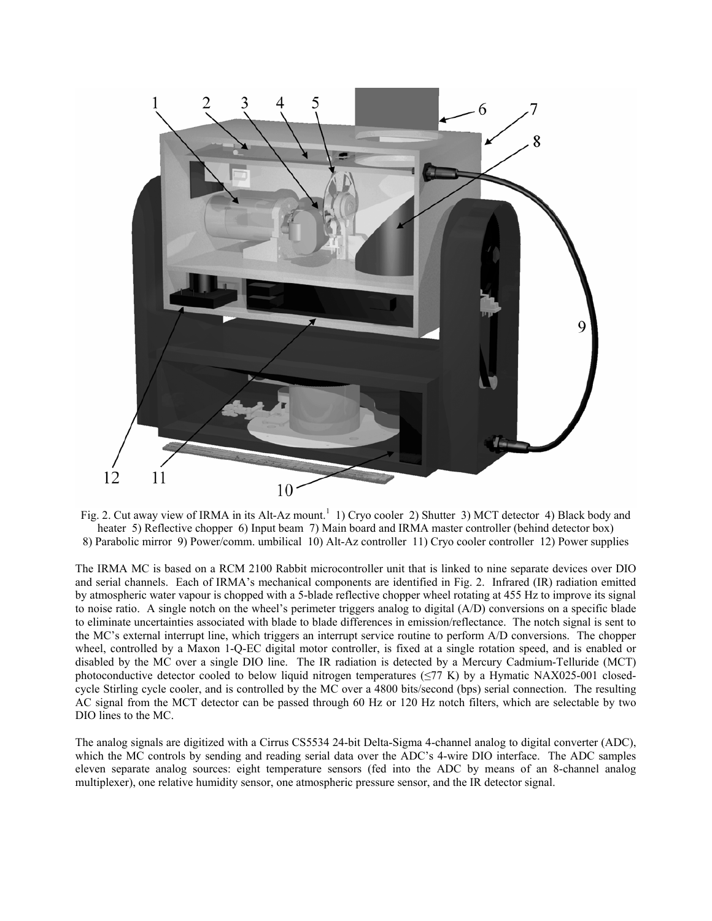Fig. 2. Cut away view of IRMA in its Alt-Az mount.[1] 1) Cryo cooler 2) Shutter 3) MCT detector 4) Black body and heater 5) Reflective chopper 6) Input beam 7) Main board and IRMA master controller (behind detector box) 8) Parabolic mirror 9) Power/comm. umbilical 10) Alt-Az controller 11) Cryo cooler controller 12) Power supplies

The IRMA MC is based on a RCM 2100 Rabbit microcontroller unit that is linked to nine separate devices over DIO and serial channels. Each of IRMA's mechanical components are identified in Fig. 2. Infrared (IR) radiation emitted by atmospheric water vapour is chopped with a 5-blade reflective chopper wheel rotating at 455 Hz to improve its signal to noise ratio. A single notch on the wheel's perimeter triggers analog to digital (A/D) conversions on a specific blade to eliminate uncertainties associated with blade to blade differences in emission/reflectance. The notch signal is sent to the MC's external interrupt line, which triggers an interrupt service routine to perform A/D conversions. The chopper wheel, controlled by a Maxon 1-Q-EC digital motor controller, is fixed at a single rotation speed, and is enabled or disabled by the MC over a single DIO line. The IR radiation is detected by a Mercury Cadmium-Telluride (MCT) photoconductive detector cooled to below liquid nitrogen temperatures ($\leq$77 K) by a Hymatic NAX025-001 closed-cycle Stirling cycle cooler, and is controlled by the MC over a 4800 bits/second (bps) serial connection. The resulting AC signal from the MCT detector can be passed through 60 Hz or 120 Hz notch filters, which are selectable by two DIO lines to the MC.

The analog signals are digitized with a Cirrus CS5534 24-bit Delta-Sigma 4-channel analog to digital converter (ADC), which the MC controls by sending and reading serial data over the ADC's 4-wire DIO interface. The ADC samples eleven separate analog sources: eight temperature sensors (fed into the ADC by means of an 8-channel analog multiplexer), one relative humidity sensor, one atmospheric pressure sensor, and the IR detector signal.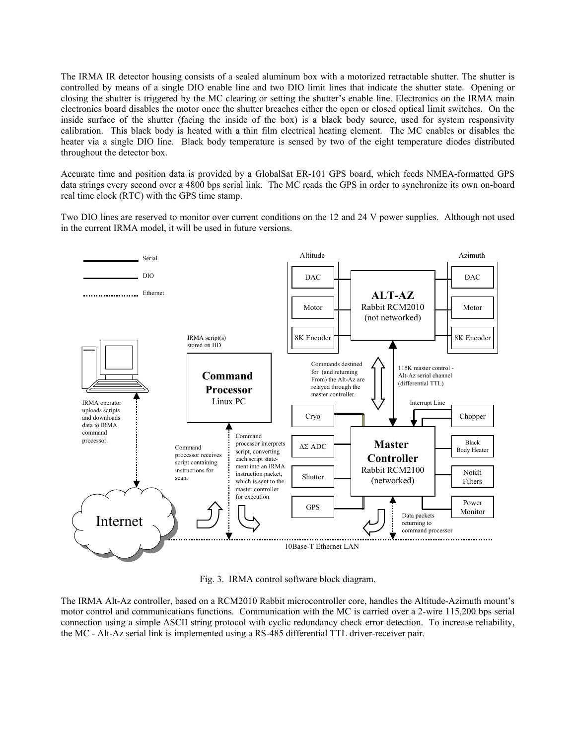The IRMA IR detector housing consists of a sealed aluminum box with a motorized retractable shutter. The shutter is controlled by means of a single DIO enable line and two DIO limit lines that indicate the shutter state. Opening or closing the shutter is triggered by the MC clearing or setting the shutter's enable line. Electronics on the IRMA main electronics board disables the motor once the shutter breaches either the open or closed optical limit switches. On the inside surface of the shutter (facing the inside of the box) is a black body source, used for system responsivity calibration. This black body is heated with a thin film electrical heating element. The MC enables or disables the heater via a single DIO line. Black body temperature is sensed by two of the eight temperature diodes distributed throughout the detector box.

Accurate time and position data is provided by a GlobalSat ER-101 GPS board, which feeds NMEA-formatted GPS data strings every second over a 4800 bps serial link. The MC reads the GPS in order to synchronize its own on-board real time clock (RTC) with the GPS time stamp.

Two DIO lines are reserved to monitor over current conditions on the 12 and 24 V power supplies. Although not used in the current IRMA model, it will be used in future versions.

Fig. 3. IRMA control software block diagram.

The IRMA Alt-Az controller, based on a RCM2010 Rabbit microcontroller core, handles the Altitude-Azimuth mount's motor control and communications functions. Communication with the MC is carried over a 2-wire 115,200 bps serial connection using a simple ASCII string protocol with cyclic redundancy check error detection. To increase reliability, the MC - Alt-Az serial link is implemented using a RS-485 differential TTL driver-receiver pair.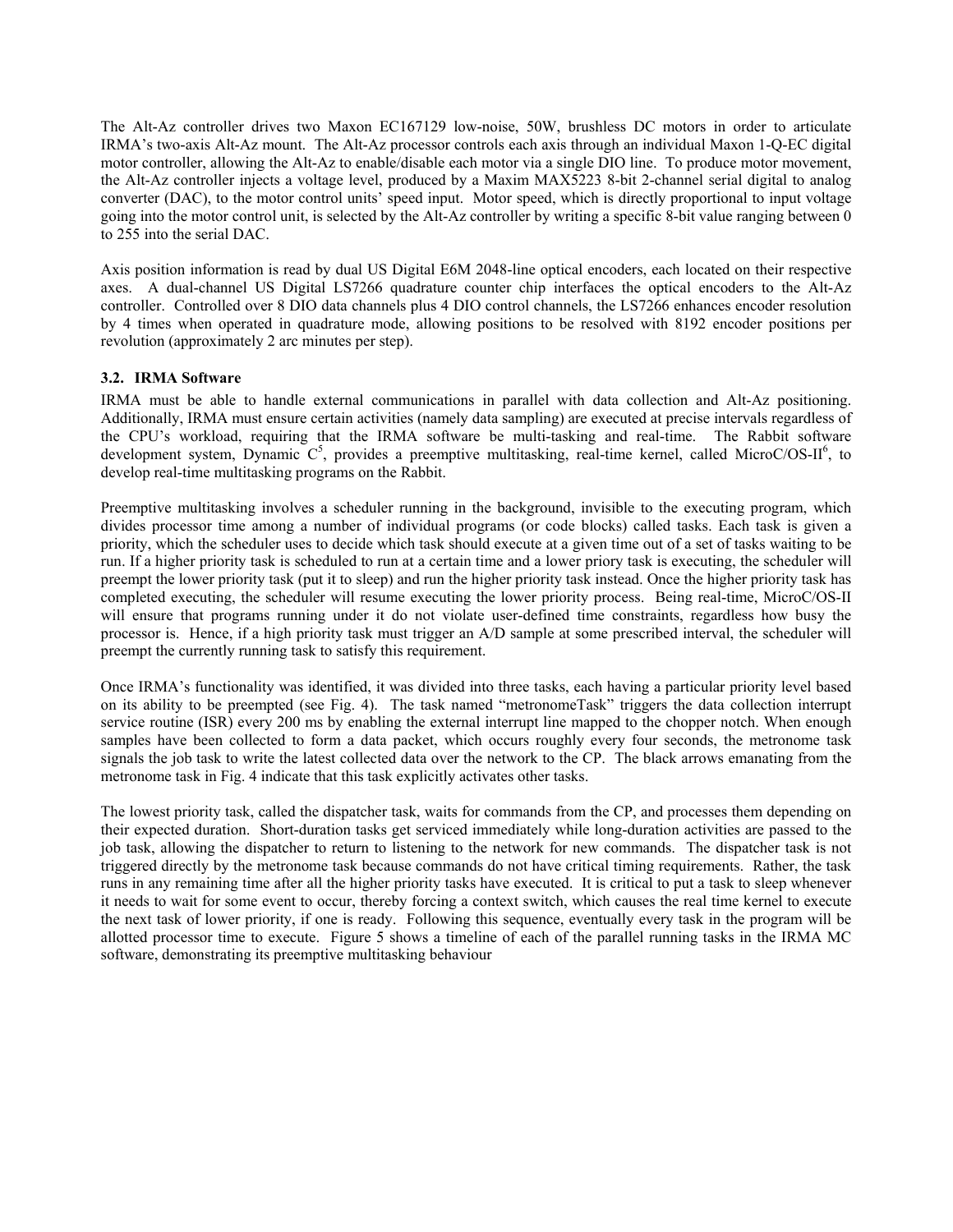The Alt-Az controller drives two Maxon EC167129 low-noise, 50W, brushless DC motors in order to articulate IRMA's two-axis Alt-Az mount. The Alt-Az processor controls each axis through an individual Maxon 1-Q-EC digital motor controller, allowing the Alt-Az to enable/disable each motor via a single DIO line. To produce motor movement, the Alt-Az controller injects a voltage level, produced by a Maxim MAX5223 8-bit 2-channel serial digital to analog converter (DAC), to the motor control units' speed input. Motor speed, which is directly proportional to input voltage going into the motor control unit, is selected by the Alt-Az controller by writing a specific 8-bit value ranging between 0 to 255 into the serial DAC.

Axis position information is read by dual US Digital E6M 2048-line optical encoders, each located on their respective axes. A dual-channel US Digital LS7266 quadrature counter chip interfaces the optical encoders to the Alt-Az controller. Controlled over 8 DIO data channels plus 4 DIO control channels, the LS7266 enhances encoder resolution by 4 times when operated in quadrature mode, allowing positions to be resolved with 8192 encoder positions per revolution (approximately 2 arc minutes per step).

### 3.2. IRMA Software

IRMA must be able to handle external communications in parallel with data collection and Alt-Az positioning. Additionally, IRMA must ensure certain activities (namely data sampling) are executed at precise intervals regardless of the CPU's workload, requiring that the IRMA software be multi-tasking and real-time. The Rabbit software development system, Dynamic C[5], provides a preemptive multitasking, real-time kernel, called MicroC/OS-II[6], to develop real-time multitasking programs on the Rabbit.

Preemptive multitasking involves a scheduler running in the background, invisible to the executing program, which divides processor time among a number of individual programs (or code blocks) called tasks. Each task is given a priority, which the scheduler uses to decide which task should execute at a given time out of a set of tasks waiting to be run. If a higher priority task is scheduled to run at a certain time and a lower priory task is executing, the scheduler will preempt the lower priority task (put it to sleep) and run the higher priority task instead. Once the higher priority task has completed executing, the scheduler will resume executing the lower priority process. Being real-time, MicroC/OS-II will ensure that programs running under it do not violate user-defined time constraints, regardless how busy the processor is. Hence, if a high priority task must trigger an A/D sample at some prescribed interval, the scheduler will preempt the currently running task to satisfy this requirement.

Once IRMA's functionality was identified, it was divided into three tasks, each having a particular priority level based on its ability to be preempted (see Fig. 4). The task named "metronomeTask" triggers the data collection interrupt service routine (ISR) every 200 ms by enabling the external interrupt line mapped to the chopper notch. When enough samples have been collected to form a data packet, which occurs roughly every four seconds, the metronome task signals the job task to write the latest collected data over the network to the CP. The black arrows emanating from the metronome task in Fig. 4 indicate that this task explicitly activates other tasks.

The lowest priority task, called the dispatcher task, waits for commands from the CP, and processes them depending on their expected duration. Short-duration tasks get serviced immediately while long-duration activities are passed to the job task, allowing the dispatcher to return to listening to the network for new commands. The dispatcher task is not triggered directly by the metronome task because commands do not have critical timing requirements. Rather, the task runs in any remaining time after all the higher priority tasks have executed. It is critical to put a task to sleep whenever it needs to wait for some event to occur, thereby forcing a context switch, which causes the real time kernel to execute the next task of lower priority, if one is ready. Following this sequence, eventually every task in the program will be allotted processor time to execute. Figure 5 shows a timeline of each of the parallel running tasks in the IRMA MC software, demonstrating its preemptive multitasking behaviour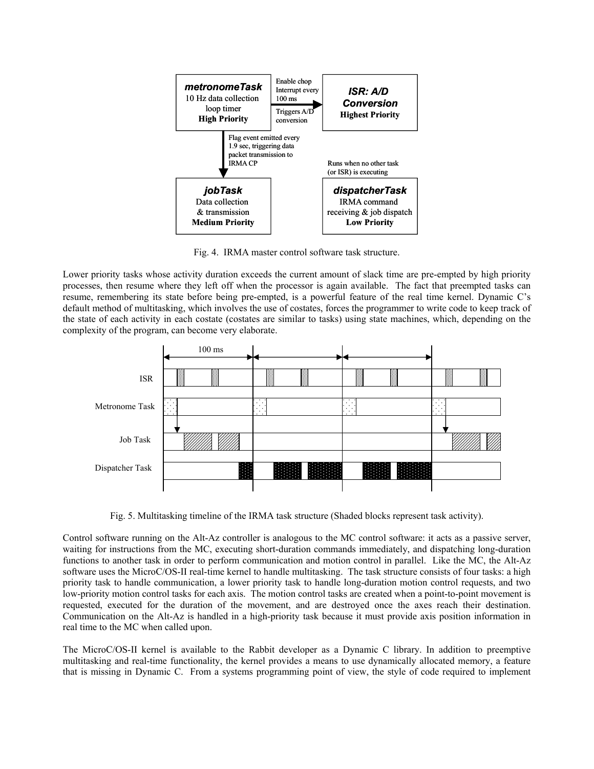metronomeTask
10 Hz data collection loop timer
High Priority

Enable chop Interrupt every 100 ms

Triggers A/D conversion

ISR: A/D Conversion
Highest Priority

Flag event emitted every 1.9 sec, triggering data packet transmission to IRMA CP

Runs when no other task (or ISR) is executing

jobTask
Data collection & transmission
Medium Priority

dispatcherTask
IRMA command receiving & job dispatch
Low Priority

Fig. 4. IRMA master control software task structure.

Lower priority tasks whose activity duration exceeds the current amount of slack time are pre-empted by high priority processes, then resume where they left off when the processor is again available. The fact that preempted tasks can resume, remembering its state before being pre-empted, is a powerful feature of the real time kernel. Dynamic C's default method of multitasking, which involves the use of costates, forces the programmer to write code to keep track of the state of each activity in each costate (costates are similar to tasks) using state machines, which, depending on the complexity of the program, can become very elaborate.

100 ms

ISR

Metronome Task

Job Task

Dispatcher Task

Fig. 5. Multitasking timeline of the IRMA task structure (Shaded blocks represent task activity).

Control software running on the Alt-Az controller is analogous to the MC control software: it acts as a passive server, waiting for instructions from the MC, executing short-duration commands immediately, and dispatching long-duration functions to another task in order to perform communication and motion control in parallel. Like the MC, the Alt-Az software uses the MicroC/OS-II real-time kernel to handle multitasking. The task structure consists of four tasks: a high priority task to handle communication, a lower priority task to handle long-duration motion control requests, and two low-priority motion control tasks for each axis. The motion control tasks are created when a point-to-point movement is requested, executed for the duration of the movement, and are destroyed once the axes reach their destination. Communication on the Alt-Az is handled in a high-priority task because it must provide axis position information in real time to the MC when called upon.

The MicroC/OS-II kernel is available to the Rabbit developer as a Dynamic C library. In addition to preemptive multitasking and real-time functionality, the kernel provides a means to use dynamically allocated memory, a feature that is missing in Dynamic C. From a systems programming point of view, the style of code required to implement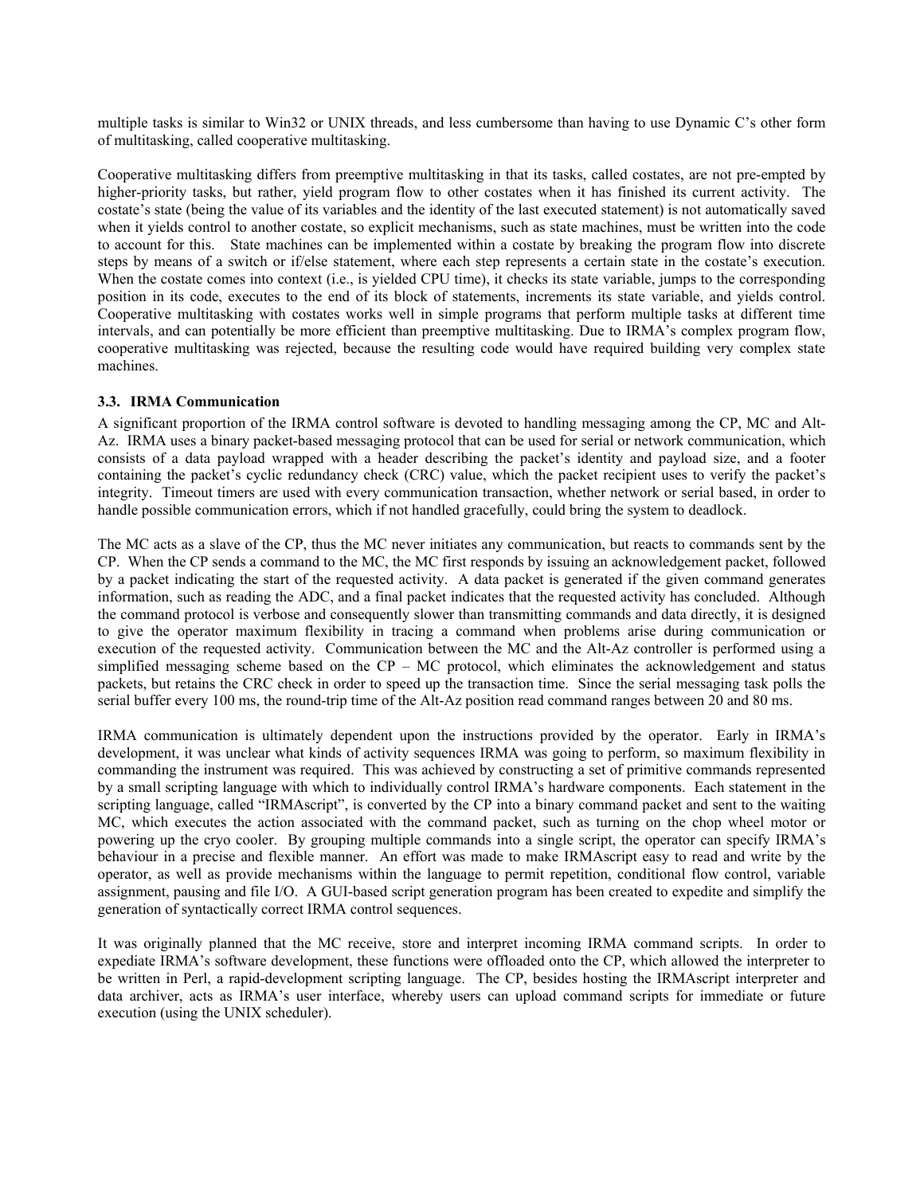multiple tasks is similar to Win32 or UNIX threads, and less cumbersome than having to use Dynamic C's other form of multitasking, called cooperative multitasking.

Cooperative multitasking differs from preemptive multitasking in that its tasks, called costates, are not pre-empted by higher-priority tasks, but rather, yield program flow to other costates when it has finished its current activity. The costate's state (being the value of its variables and the identity of the last executed statement) is not automatically saved when it yields control to another costate, so explicit mechanisms, such as state machines, must be written into the code to account for this. State machines can be implemented within a costate by breaking the program flow into discrete steps by means of a switch or if/else statement, where each step represents a certain state in the costate's execution. When the costate comes into context (i.e., is yielded CPU time), it checks its state variable, jumps to the corresponding position in its code, executes to the end of its block of statements, increments its state variable, and yields control. Cooperative multitasking with costates works well in simple programs that perform multiple tasks at different time intervals, and can potentially be more efficient than preemptive multitasking. Due to IRMA's complex program flow, cooperative multitasking was rejected, because the resulting code would have required building very complex state machines.

### 3.3. IRMA Communication

A significant proportion of the IRMA control software is devoted to handling messaging among the CP, MC and Alt-Az. IRMA uses a binary packet-based messaging protocol that can be used for serial or network communication, which consists of a data payload wrapped with a header describing the packet's identity and payload size, and a footer containing the packet's cyclic redundancy check (CRC) value, which the packet recipient uses to verify the packet's integrity. Timeout timers are used with every communication transaction, whether network or serial based, in order to handle possible communication errors, which if not handled gracefully, could bring the system to deadlock.

The MC acts as a slave of the CP, thus the MC never initiates any communication, but reacts to commands sent by the CP. When the CP sends a command to the MC, the MC first responds by issuing an acknowledgement packet, followed by a packet indicating the start of the requested activity. A data packet is generated if the given command generates information, such as reading the ADC, and a final packet indicates that the requested activity has concluded. Although the command protocol is verbose and consequently slower than transmitting commands and data directly, it is designed to give the operator maximum flexibility in tracing a command when problems arise during communication or execution of the requested activity. Communication between the MC and the Alt-Az controller is performed using a simplified messaging scheme based on the CP – MC protocol, which eliminates the acknowledgement and status packets, but retains the CRC check in order to speed up the transaction time. Since the serial messaging task polls the serial buffer every 100 ms, the round-trip time of the Alt-Az position read command ranges between 20 and 80 ms.

IRMA communication is ultimately dependent upon the instructions provided by the operator. Early in IRMA's development, it was unclear what kinds of activity sequences IRMA was going to perform, so maximum flexibility in commanding the instrument was required. This was achieved by constructing a set of primitive commands represented by a small scripting language with which to individually control IRMA's hardware components. Each statement in the scripting language, called "IRMAscript", is converted by the CP into a binary command packet and sent to the waiting MC, which executes the action associated with the command packet, such as turning on the chop wheel motor or powering up the cryo cooler. By grouping multiple commands into a single script, the operator can specify IRMA's behaviour in a precise and flexible manner. An effort was made to make IRMAscript easy to read and write by the operator, as well as provide mechanisms within the language to permit repetition, conditional flow control, variable assignment, pausing and file I/O. A GUI-based script generation program has been created to expedite and simplify the generation of syntactically correct IRMA control sequences.

It was originally planned that the MC receive, store and interpret incoming IRMA command scripts. In order to expediate IRMA's software development, these functions were offloaded onto the CP, which allowed the interpreter to be written in Perl, a rapid-development scripting language. The CP, besides hosting the IRMAscript interpreter and data archiver, acts as IRMA's user interface, whereby users can upload command scripts for immediate or future execution (using the UNIX scheduler).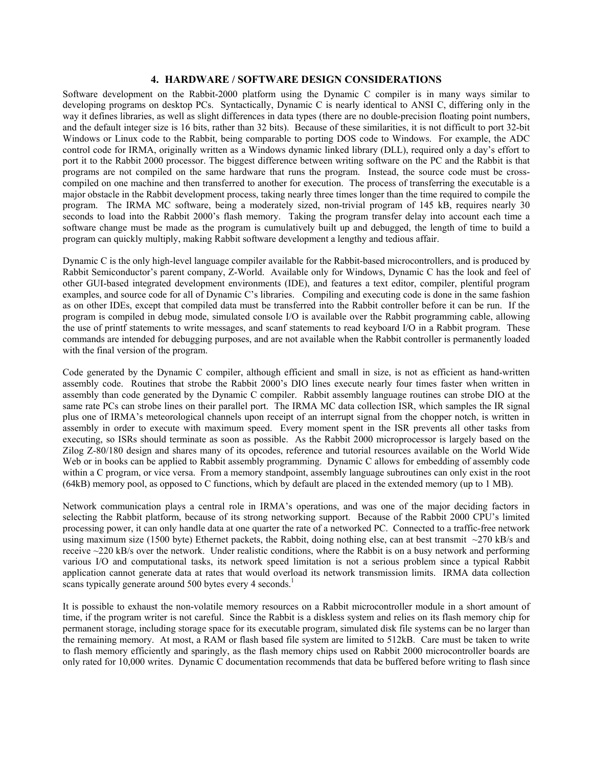## 4. HARDWARE / SOFTWARE DESIGN CONSIDERATIONS

Software development on the Rabbit-2000 platform using the Dynamic C compiler is in many ways similar to developing programs on desktop PCs. Syntactically, Dynamic C is nearly identical to ANSI C, differing only in the way it defines libraries, as well as slight differences in data types (there are no double-precision floating point numbers, and the default integer size is 16 bits, rather than 32 bits). Because of these similarities, it is not difficult to port 32-bit Windows or Linux code to the Rabbit, being comparable to porting DOS code to Windows. For example, the ADC control code for IRMA, originally written as a Windows dynamic linked library (DLL), required only a day's effort to port it to the Rabbit 2000 processor. The biggest difference between writing software on the PC and the Rabbit is that programs are not compiled on the same hardware that runs the program. Instead, the source code must be cross-compiled on one machine and then transferred to another for execution. The process of transferring the executable is a major obstacle in the Rabbit development process, taking nearly three times longer than the time required to compile the program. The IRMA MC software, being a moderately sized, non-trivial program of 145 kB, requires nearly 30 seconds to load into the Rabbit 2000's flash memory. Taking the program transfer delay into account each time a software change must be made as the program is cumulatively built up and debugged, the length of time to build a program can quickly multiply, making Rabbit software development a lengthy and tedious affair.

Dynamic C is the only high-level language compiler available for the Rabbit-based microcontrollers, and is produced by Rabbit Semiconductor's parent company, Z-World. Available only for Windows, Dynamic C has the look and feel of other GUI-based integrated development environments (IDE), and features a text editor, compiler, plentiful program examples, and source code for all of Dynamic C's libraries. Compiling and executing code is done in the same fashion as on other IDEs, except that compiled data must be transferred into the Rabbit controller before it can be run. If the program is compiled in debug mode, simulated console I/O is available over the Rabbit programming cable, allowing the use of printf statements to write messages, and scanf statements to read keyboard I/O in a Rabbit program. These commands are intended for debugging purposes, and are not available when the Rabbit controller is permanently loaded with the final version of the program.

Code generated by the Dynamic C compiler, although efficient and small in size, is not as efficient as hand-written assembly code. Routines that strobe the Rabbit 2000's DIO lines execute nearly four times faster when written in assembly than code generated by the Dynamic C compiler. Rabbit assembly language routines can strobe DIO at the same rate PCs can strobe lines on their parallel port. The IRMA MC data collection ISR, which samples the IR signal plus one of IRMA's meteorological channels upon receipt of an interrupt signal from the chopper notch, is written in assembly in order to execute with maximum speed. Every moment spent in the ISR prevents all other tasks from executing, so ISRs should terminate as soon as possible. As the Rabbit 2000 microprocessor is largely based on the Zilog Z-80/180 design and shares many of its opcodes, reference and tutorial resources available on the World Wide Web or in books can be applied to Rabbit assembly programming. Dynamic C allows for embedding of assembly code within a C program, or vice versa. From a memory standpoint, assembly language subroutines can only exist in the root (64kB) memory pool, as opposed to C functions, which by default are placed in the extended memory (up to 1 MB).

Network communication plays a central role in IRMA's operations, and was one of the major deciding factors in selecting the Rabbit platform, because of its strong networking support. Because of the Rabbit 2000 CPU's limited processing power, it can only handle data at one quarter the rate of a networked PC. Connected to a traffic-free network using maximum size (1500 byte) Ethernet packets, the Rabbit, doing nothing else, can at best transmit ~270 kB/s and receive ~220 kB/s over the network. Under realistic conditions, where the Rabbit is on a busy network and performing various I/O and computational tasks, its network speed limitation is not a serious problem since a typical Rabbit application cannot generate data at rates that would overload its network transmission limits. IRMA data collection scans typically generate around 500 bytes every 4 seconds.[1]

It is possible to exhaust the non-volatile memory resources on a Rabbit microcontroller module in a short amount of time, if the program writer is not careful. Since the Rabbit is a diskless system and relies on its flash memory chip for permanent storage, including storage space for its executable program, simulated disk file systems can be no larger than the remaining memory. At most, a RAM or flash based file system are limited to 512kB. Care must be taken to write to flash memory efficiently and sparingly, as the flash memory chips used on Rabbit 2000 microcontroller boards are only rated for 10,000 writes. Dynamic C documentation recommends that data be buffered before writing to flash since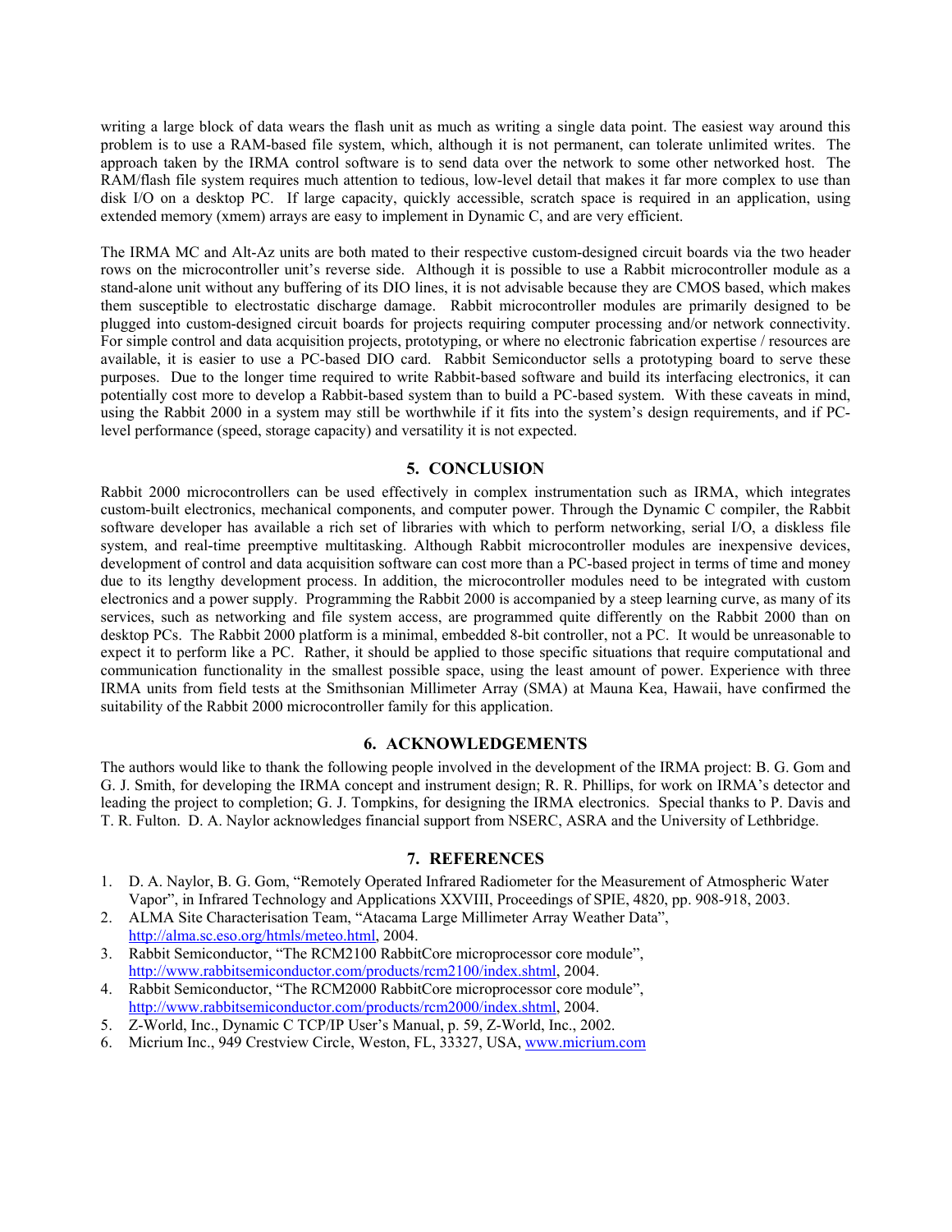writing a large block of data wears the flash unit as much as writing a single data point. The easiest way around this problem is to use a RAM-based file system, which, although it is not permanent, can tolerate unlimited writes. The approach taken by the IRMA control software is to send data over the network to some other networked host. The RAM/flash file system requires much attention to tedious, low-level detail that makes it far more complex to use than disk I/O on a desktop PC. If large capacity, quickly accessible, scratch space is required in an application, using extended memory (xmem) arrays are easy to implement in Dynamic C, and are very efficient.

The IRMA MC and Alt-Az units are both mated to their respective custom-designed circuit boards via the two header rows on the microcontroller unit's reverse side. Although it is possible to use a Rabbit microcontroller module as a stand-alone unit without any buffering of its DIO lines, it is not advisable because they are CMOS based, which makes them susceptible to electrostatic discharge damage. Rabbit microcontroller modules are primarily designed to be plugged into custom-designed circuit boards for projects requiring computer processing and/or network connectivity. For simple control and data acquisition projects, prototyping, or where no electronic fabrication expertise / resources are available, it is easier to use a PC-based DIO card. Rabbit Semiconductor sells a prototyping board to serve these purposes. Due to the longer time required to write Rabbit-based software and build its interfacing electronics, it can potentially cost more to develop a Rabbit-based system than to build a PC-based system. With these caveats in mind, using the Rabbit 2000 in a system may still be worthwhile if it fits into the system's design requirements, and if PC-level performance (speed, storage capacity) and versatility it is not expected.

## 5. CONCLUSION

Rabbit 2000 microcontrollers can be used effectively in complex instrumentation such as IRMA, which integrates custom-built electronics, mechanical components, and computer power. Through the Dynamic C compiler, the Rabbit software developer has available a rich set of libraries with which to perform networking, serial I/O, a diskless file system, and real-time preemptive multitasking. Although Rabbit microcontroller modules are inexpensive devices, development of control and data acquisition software can cost more than a PC-based project in terms of time and money due to its lengthy development process. In addition, the microcontroller modules need to be integrated with custom electronics and a power supply. Programming the Rabbit 2000 is accompanied by a steep learning curve, as many of its services, such as networking and file system access, are programmed quite differently on the Rabbit 2000 than on desktop PCs. The Rabbit 2000 platform is a minimal, embedded 8-bit controller, not a PC. It would be unreasonable to expect it to perform like a PC. Rather, it should be applied to those specific situations that require computational and communication functionality in the smallest possible space, using the least amount of power. Experience with three IRMA units from field tests at the Smithsonian Millimeter Array (SMA) at Mauna Kea, Hawaii, have confirmed the suitability of the Rabbit 2000 microcontroller family for this application.

## 6. ACKNOWLEDGEMENTS

The authors would like to thank the following people involved in the development of the IRMA project: B. G. Gom and G. J. Smith, for developing the IRMA concept and instrument design; R. R. Phillips, for work on IRMA's detector and leading the project to completion; G. J. Tompkins, for designing the IRMA electronics. Special thanks to P. Davis and T. R. Fulton. D. A. Naylor acknowledges financial support from NSERC, ASRA and the University of Lethbridge.

## 7. REFERENCES

1. D. A. Naylor, B. G. Gom, "Remotely Operated Infrared Radiometer for the Measurement of Atmospheric Water Vapor", in Infrared Technology and Applications XXVIII, Proceedings of SPIE, 4820, pp. 908-918, 2003.
2. ALMA Site Characterisation Team, "Atacama Large Millimeter Array Weather Data", http://alma.sc.eso.org/htmls/meteo.html, 2004.
3. Rabbit Semiconductor, "The RCM2100 RabbitCore microprocessor core module", http://www.rabbitsemiconductor.com/products/rcm2100/index.shtml, 2004.
4. Rabbit Semiconductor, "The RCM2000 RabbitCore microprocessor core module", http://www.rabbitsemiconductor.com/products/rcm2000/index.shtml, 2004.
5. Z-World, Inc., Dynamic C TCP/IP User's Manual, p. 59, Z-World, Inc., 2002.
6. Micrium Inc., 949 Crestview Circle, Weston, FL, 33327, USA, www.micrium.com